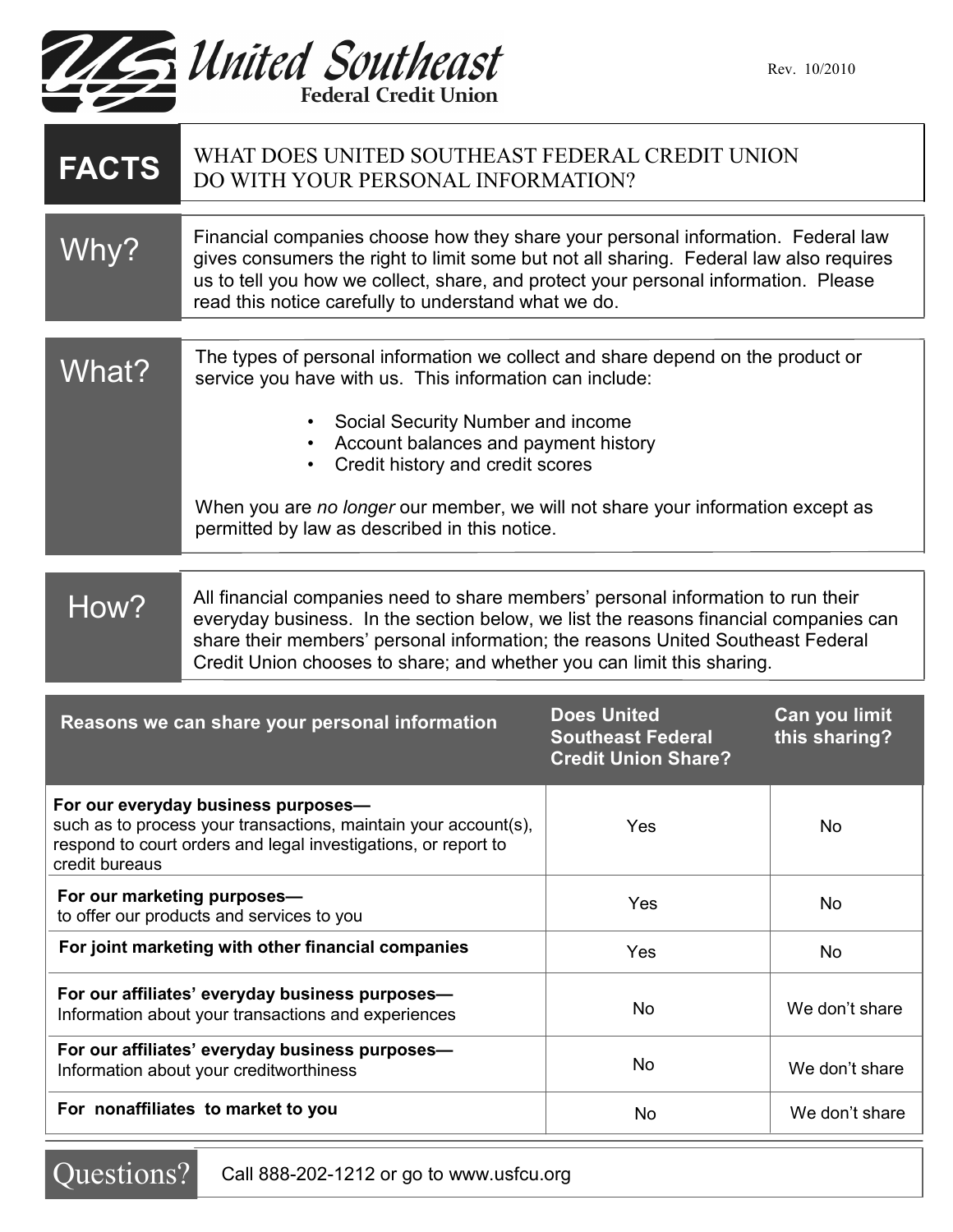# United Southeast Federal Credit Union

Rev. 10/2010

| **FACTS** | WHAT DOES UNITED SOUTHEAST FEDERAL CREDIT UNION DO WITH YOUR PERSONAL INFORMATION? |
|---|---|

## Why?

Financial companies choose how they share your personal information. Federal law gives consumers the right to limit some but not all sharing. Federal law also requires us to tell you how we collect, share, and protect your personal information. Please read this notice carefully to understand what we do.

## What?

The types of personal information we collect and share depend on the product or service you have with us. This information can include:

- Social Security Number and income
- Account balances and payment history
- Credit history and credit scores

When you are *no longer* our member, we will not share your information except as permitted by law as described in this notice.

## How?

All financial companies need to share members' personal information to run their everyday business. In the section below, we list the reasons financial companies can share their members' personal information; the reasons United Southeast Federal Credit Union chooses to share; and whether you can limit this sharing.

| Reasons we can share your personal information | Does United Southeast Federal Credit Union Share? | Can you limit this sharing? |
|---|---|---|
| **For our everyday business purposes—** such as to process your transactions, maintain your account(s), respond to court orders and legal investigations, or report to credit bureaus | Yes | No |
| **For our marketing purposes—** to offer our products and services to you | Yes | No |
| **For joint marketing with other financial companies** | Yes | No |
| **For our affiliates' everyday business purposes—** Information about your transactions and experiences | No | We don't share |
| **For our affiliates' everyday business purposes—** Information about your creditworthiness | No | We don't share |
| **For nonaffiliates to market to you** | No | We don't share |

## Questions?

Call 888-202-1212 or go to www.usfcu.org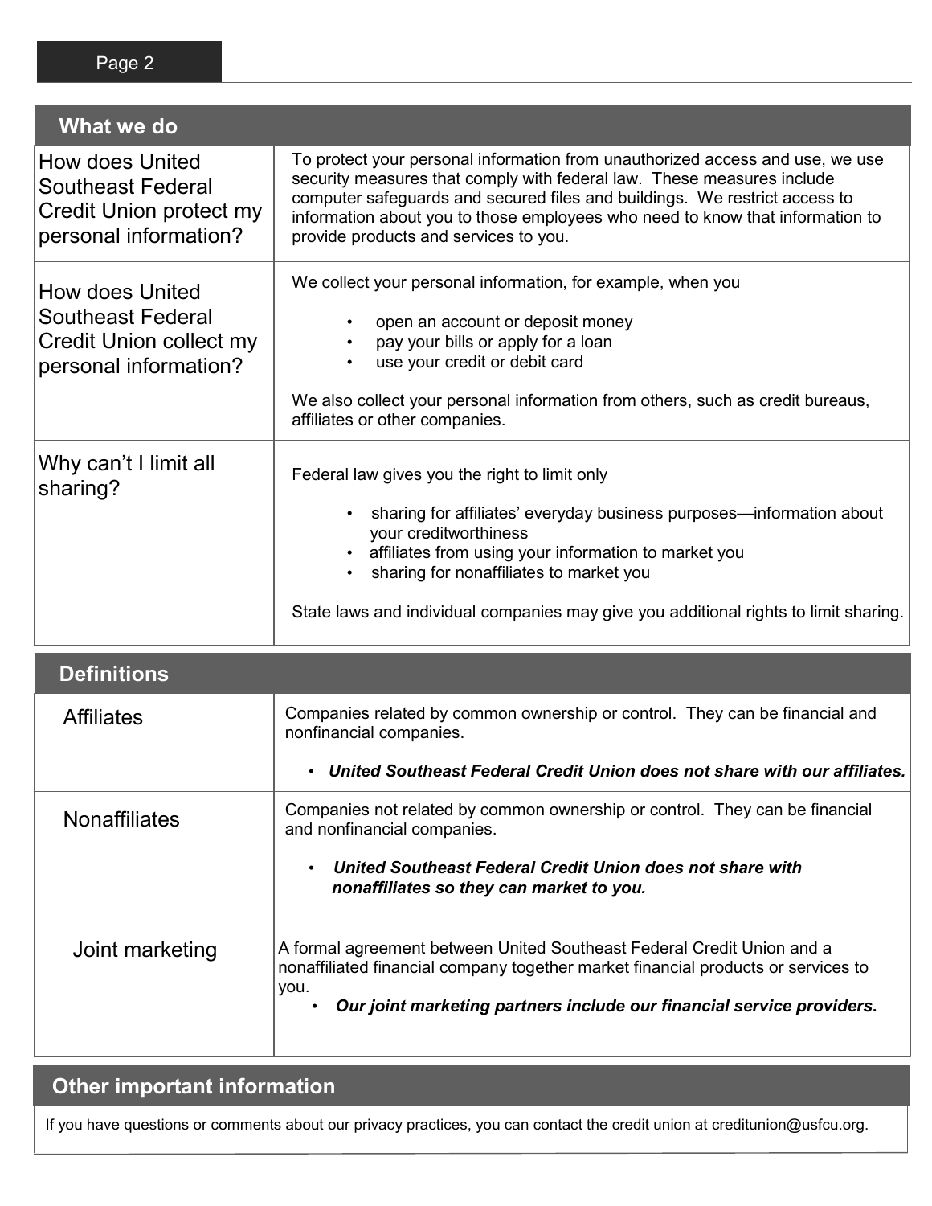| What we do | |
|---|---|
| How does United Southeast Federal Credit Union protect my personal information? | To protect your personal information from unauthorized access and use, we use security measures that comply with federal law. These measures include computer safeguards and secured files and buildings. We restrict access to information about you to those employees who need to know that information to provide products and services to you. |
| How does United Southeast Federal Credit Union collect my personal information? | We collect your personal information, for example, when you<br>• open an account or deposit money<br>• pay your bills or apply for a loan<br>• use your credit or debit card<br><br>We also collect your personal information from others, such as credit bureaus, affiliates or other companies. |
| Why can't I limit all sharing? | Federal law gives you the right to limit only<br>• sharing for affiliates' everyday business purposes—information about your creditworthiness<br>• affiliates from using your information to market you<br>• sharing for nonaffiliates to market you<br><br>State laws and individual companies may give you additional rights to limit sharing. |

| Definitions | |
|---|---|
| Affiliates | Companies related by common ownership or control. They can be financial and nonfinancial companies.<br>• ***United Southeast Federal Credit Union does not share with our affiliates.*** |
| Nonaffiliates | Companies not related by common ownership or control. They can be financial and nonfinancial companies.<br>• ***United Southeast Federal Credit Union does not share with nonaffiliates so they can market to you.*** |
| Joint marketing | A formal agreement between United Southeast Federal Credit Union and a nonaffiliated financial company together market financial products or services to you.<br>• ***Our joint marketing partners include our financial service providers.*** |

| Other important information |
|---|
| If you have questions or comments about our privacy practices, you can contact the credit union at creditunion@usfcu.org. |